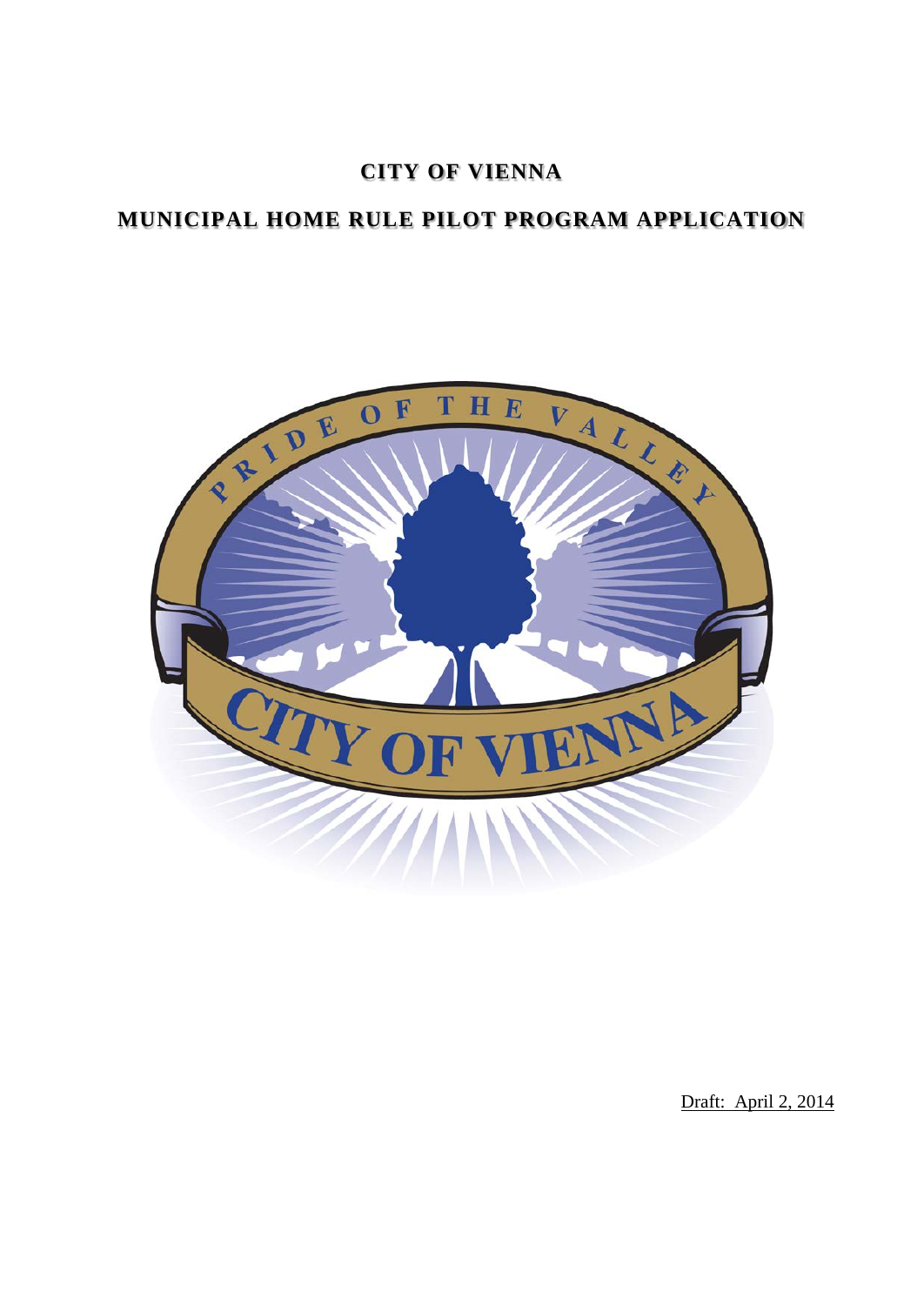# CITY OF VIENNA

## MUNICIPAL HOME RULE PILOT PROGRAM APPLICATION

Draft: April 2, 2014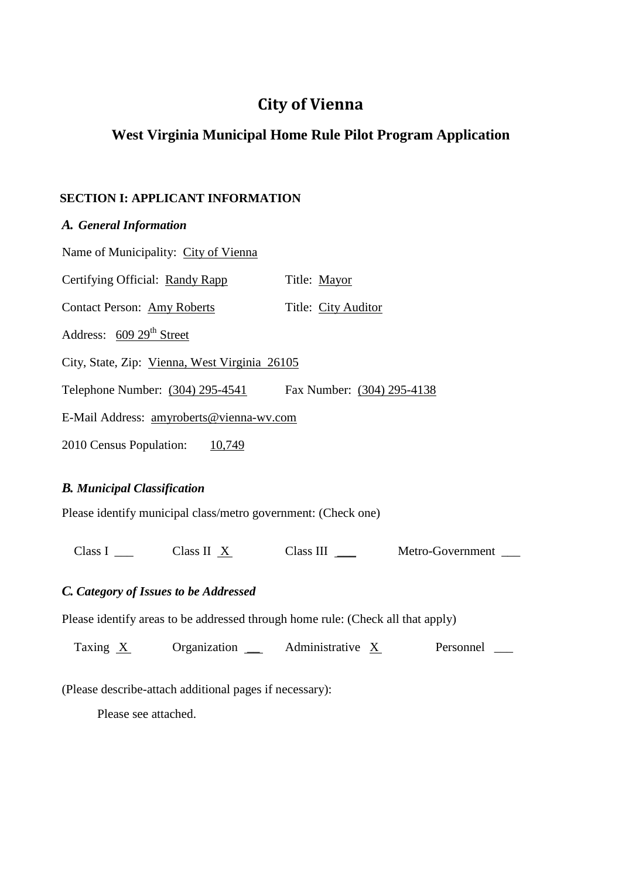# City of Vienna

## West Virginia Municipal Home Rule Pilot Program Application

### SECTION I: APPLICANT INFORMATION

#### *A. General Information*

Name of Municipality: City of Vienna

Certifying Official: Randy Rapp    Title: Mayor

Contact Person: Amy Roberts    Title: City Auditor

Address: 609 29th Street

City, State, Zip: Vienna, West Virginia 26105

Telephone Number: (304) 295-4541    Fax Number: (304) 295-4138

E-Mail Address: amyroberts@vienna-wv.com

2010 Census Population: 10,749

#### *B. Municipal Classification*

Please identify municipal class/metro government: (Check one)

Class I ___    Class II X    Class III ___    Metro-Government ___

#### *C. Category of Issues to be Addressed*

Please identify areas to be addressed through home rule: (Check all that apply)

Taxing X    Organization ___    Administrative X    Personnel ___

(Please describe-attach additional pages if necessary):

Please see attached.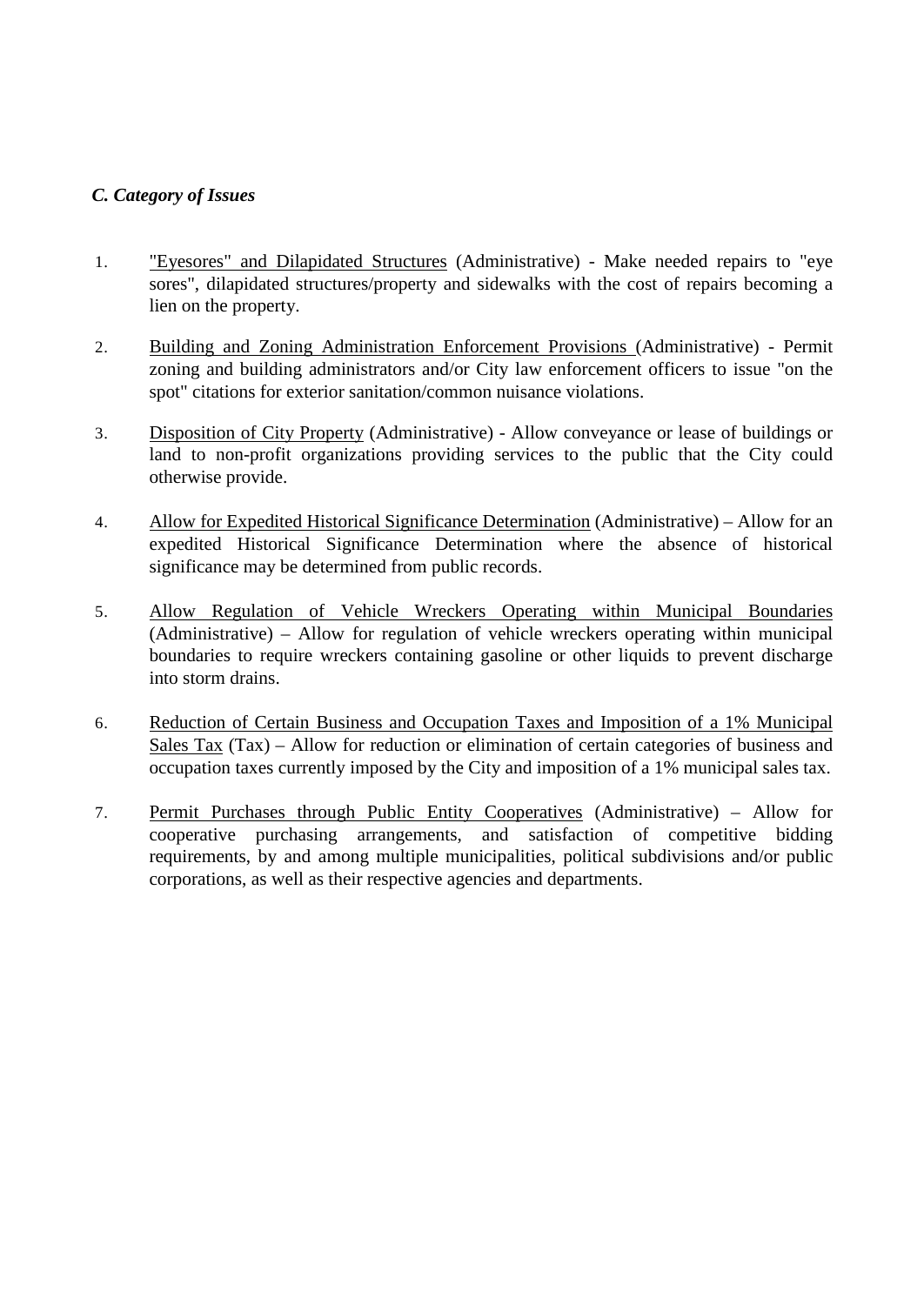### *C. Category of Issues*

1. <u>"Eyesores" and Dilapidated Structures</u> (Administrative) - Make needed repairs to "eye sores", dilapidated structures/property and sidewalks with the cost of repairs becoming a lien on the property.

2. <u>Building and Zoning Administration Enforcement Provisions</u> (Administrative) - Permit zoning and building administrators and/or City law enforcement officers to issue "on the spot" citations for exterior sanitation/common nuisance violations.

3. <u>Disposition of City Property</u> (Administrative) - Allow conveyance or lease of buildings or land to non-profit organizations providing services to the public that the City could otherwise provide.

4. <u>Allow for Expedited Historical Significance Determination</u> (Administrative) – Allow for an expedited Historical Significance Determination where the absence of historical significance may be determined from public records.

5. <u>Allow Regulation of Vehicle Wreckers Operating within Municipal Boundaries</u> (Administrative) – Allow for regulation of vehicle wreckers operating within municipal boundaries to require wreckers containing gasoline or other liquids to prevent discharge into storm drains.

6. <u>Reduction of Certain Business and Occupation Taxes and Imposition of a 1% Municipal Sales Tax</u> (Tax) – Allow for reduction or elimination of certain categories of business and occupation taxes currently imposed by the City and imposition of a 1% municipal sales tax.

7. <u>Permit Purchases through Public Entity Cooperatives</u> (Administrative) – Allow for cooperative purchasing arrangements, and satisfaction of competitive bidding requirements, by and among multiple municipalities, political subdivisions and/or public corporations, as well as their respective agencies and departments.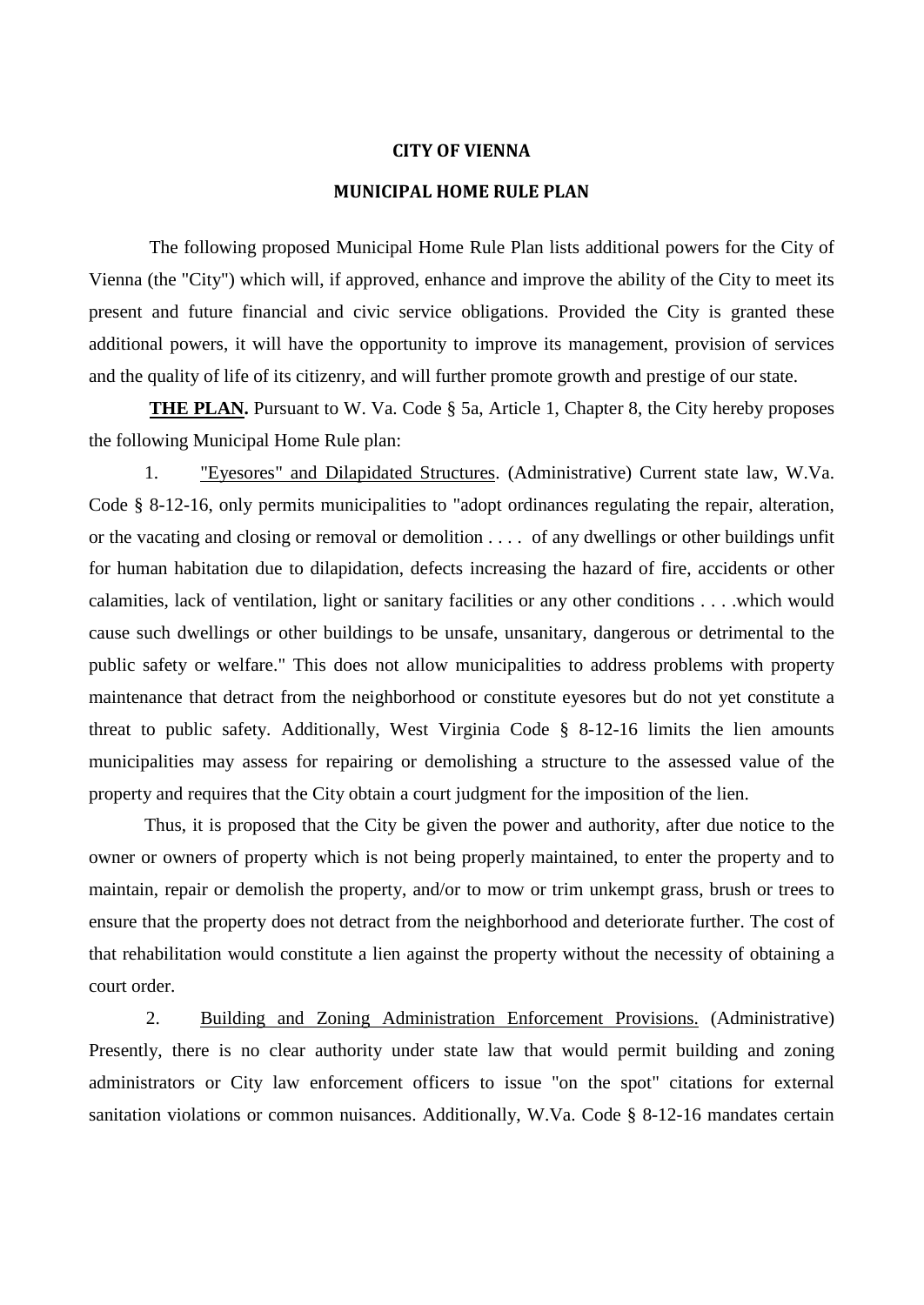# CITY OF VIENNA

## MUNICIPAL HOME RULE PLAN

The following proposed Municipal Home Rule Plan lists additional powers for the City of Vienna (the "City") which will, if approved, enhance and improve the ability of the City to meet its present and future financial and civic service obligations. Provided the City is granted these additional powers, it will have the opportunity to improve its management, provision of services and the quality of life of its citizenry, and will further promote growth and prestige of our state.

**THE PLAN.** Pursuant to W. Va. Code § 5a, Article 1, Chapter 8, the City hereby proposes the following Municipal Home Rule plan:

1. "Eyesores" and Dilapidated Structures. (Administrative) Current state law, W.Va. Code § 8-12-16, only permits municipalities to "adopt ordinances regulating the repair, alteration, or the vacating and closing or removal or demolition . . . . of any dwellings or other buildings unfit for human habitation due to dilapidation, defects increasing the hazard of fire, accidents or other calamities, lack of ventilation, light or sanitary facilities or any other conditions . . . .which would cause such dwellings or other buildings to be unsafe, unsanitary, dangerous or detrimental to the public safety or welfare." This does not allow municipalities to address problems with property maintenance that detract from the neighborhood or constitute eyesores but do not yet constitute a threat to public safety. Additionally, West Virginia Code § 8-12-16 limits the lien amounts municipalities may assess for repairing or demolishing a structure to the assessed value of the property and requires that the City obtain a court judgment for the imposition of the lien.

Thus, it is proposed that the City be given the power and authority, after due notice to the owner or owners of property which is not being properly maintained, to enter the property and to maintain, repair or demolish the property, and/or to mow or trim unkempt grass, brush or trees to ensure that the property does not detract from the neighborhood and deteriorate further. The cost of that rehabilitation would constitute a lien against the property without the necessity of obtaining a court order.

2. Building and Zoning Administration Enforcement Provisions. (Administrative) Presently, there is no clear authority under state law that would permit building and zoning administrators or City law enforcement officers to issue "on the spot" citations for external sanitation violations or common nuisances. Additionally, W.Va. Code § 8-12-16 mandates certain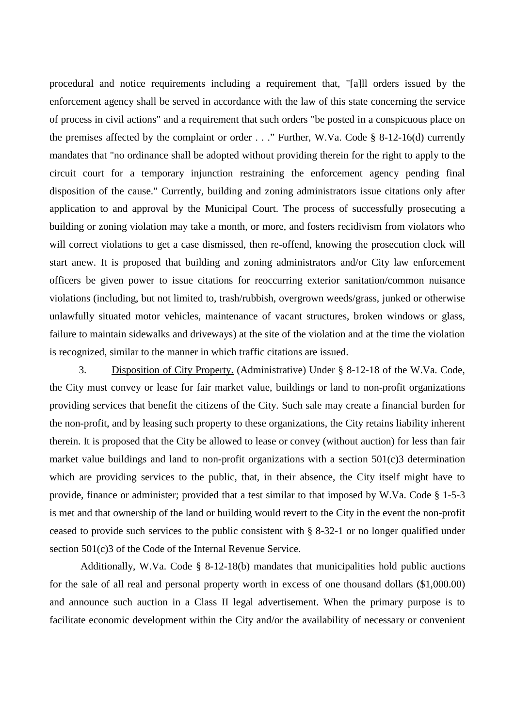procedural and notice requirements including a requirement that, "[a]ll orders issued by the enforcement agency shall be served in accordance with the law of this state concerning the service of process in civil actions" and a requirement that such orders "be posted in a conspicuous place on the premises affected by the complaint or order . . ." Further, W.Va. Code § 8-12-16(d) currently mandates that "no ordinance shall be adopted without providing therein for the right to apply to the circuit court for a temporary injunction restraining the enforcement agency pending final disposition of the cause." Currently, building and zoning administrators issue citations only after application to and approval by the Municipal Court. The process of successfully prosecuting a building or zoning violation may take a month, or more, and fosters recidivism from violators who will correct violations to get a case dismissed, then re-offend, knowing the prosecution clock will start anew. It is proposed that building and zoning administrators and/or City law enforcement officers be given power to issue citations for reoccurring exterior sanitation/common nuisance violations (including, but not limited to, trash/rubbish, overgrown weeds/grass, junked or otherwise unlawfully situated motor vehicles, maintenance of vacant structures, broken windows or glass, failure to maintain sidewalks and driveways) at the site of the violation and at the time the violation is recognized, similar to the manner in which traffic citations are issued.

3. Disposition of City Property. (Administrative) Under § 8-12-18 of the W.Va. Code, the City must convey or lease for fair market value, buildings or land to non-profit organizations providing services that benefit the citizens of the City. Such sale may create a financial burden for the non-profit, and by leasing such property to these organizations, the City retains liability inherent therein. It is proposed that the City be allowed to lease or convey (without auction) for less than fair market value buildings and land to non-profit organizations with a section 501(c)3 determination which are providing services to the public, that, in their absence, the City itself might have to provide, finance or administer; provided that a test similar to that imposed by W.Va. Code § 1-5-3 is met and that ownership of the land or building would revert to the City in the event the non-profit ceased to provide such services to the public consistent with § 8-32-1 or no longer qualified under section 501(c)3 of the Code of the Internal Revenue Service.

Additionally, W.Va. Code § 8-12-18(b) mandates that municipalities hold public auctions for the sale of all real and personal property worth in excess of one thousand dollars ($1,000.00) and announce such auction in a Class II legal advertisement. When the primary purpose is to facilitate economic development within the City and/or the availability of necessary or convenient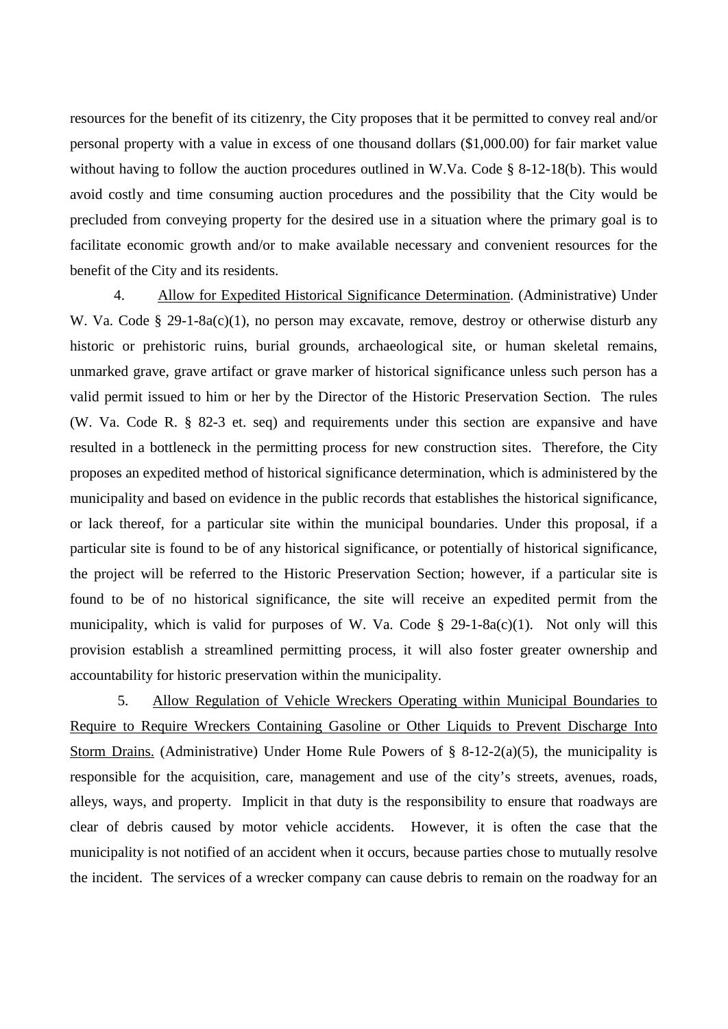resources for the benefit of its citizenry, the City proposes that it be permitted to convey real and/or personal property with a value in excess of one thousand dollars ($1,000.00) for fair market value without having to follow the auction procedures outlined in W.Va. Code § 8-12-18(b). This would avoid costly and time consuming auction procedures and the possibility that the City would be precluded from conveying property for the desired use in a situation where the primary goal is to facilitate economic growth and/or to make available necessary and convenient resources for the benefit of the City and its residents.

4. Allow for Expedited Historical Significance Determination. (Administrative) Under W. Va. Code § 29-1-8a(c)(1), no person may excavate, remove, destroy or otherwise disturb any historic or prehistoric ruins, burial grounds, archaeological site, or human skeletal remains, unmarked grave, grave artifact or grave marker of historical significance unless such person has a valid permit issued to him or her by the Director of the Historic Preservation Section. The rules (W. Va. Code R. § 82-3 et. seq) and requirements under this section are expansive and have resulted in a bottleneck in the permitting process for new construction sites. Therefore, the City proposes an expedited method of historical significance determination, which is administered by the municipality and based on evidence in the public records that establishes the historical significance, or lack thereof, for a particular site within the municipal boundaries. Under this proposal, if a particular site is found to be of any historical significance, or potentially of historical significance, the project will be referred to the Historic Preservation Section; however, if a particular site is found to be of no historical significance, the site will receive an expedited permit from the municipality, which is valid for purposes of W. Va. Code § 29-1-8a(c)(1). Not only will this provision establish a streamlined permitting process, it will also foster greater ownership and accountability for historic preservation within the municipality.

5. Allow Regulation of Vehicle Wreckers Operating within Municipal Boundaries to Require to Require Wreckers Containing Gasoline or Other Liquids to Prevent Discharge Into Storm Drains. (Administrative) Under Home Rule Powers of § 8-12-2(a)(5), the municipality is responsible for the acquisition, care, management and use of the city's streets, avenues, roads, alleys, ways, and property. Implicit in that duty is the responsibility to ensure that roadways are clear of debris caused by motor vehicle accidents. However, it is often the case that the municipality is not notified of an accident when it occurs, because parties chose to mutually resolve the incident. The services of a wrecker company can cause debris to remain on the roadway for an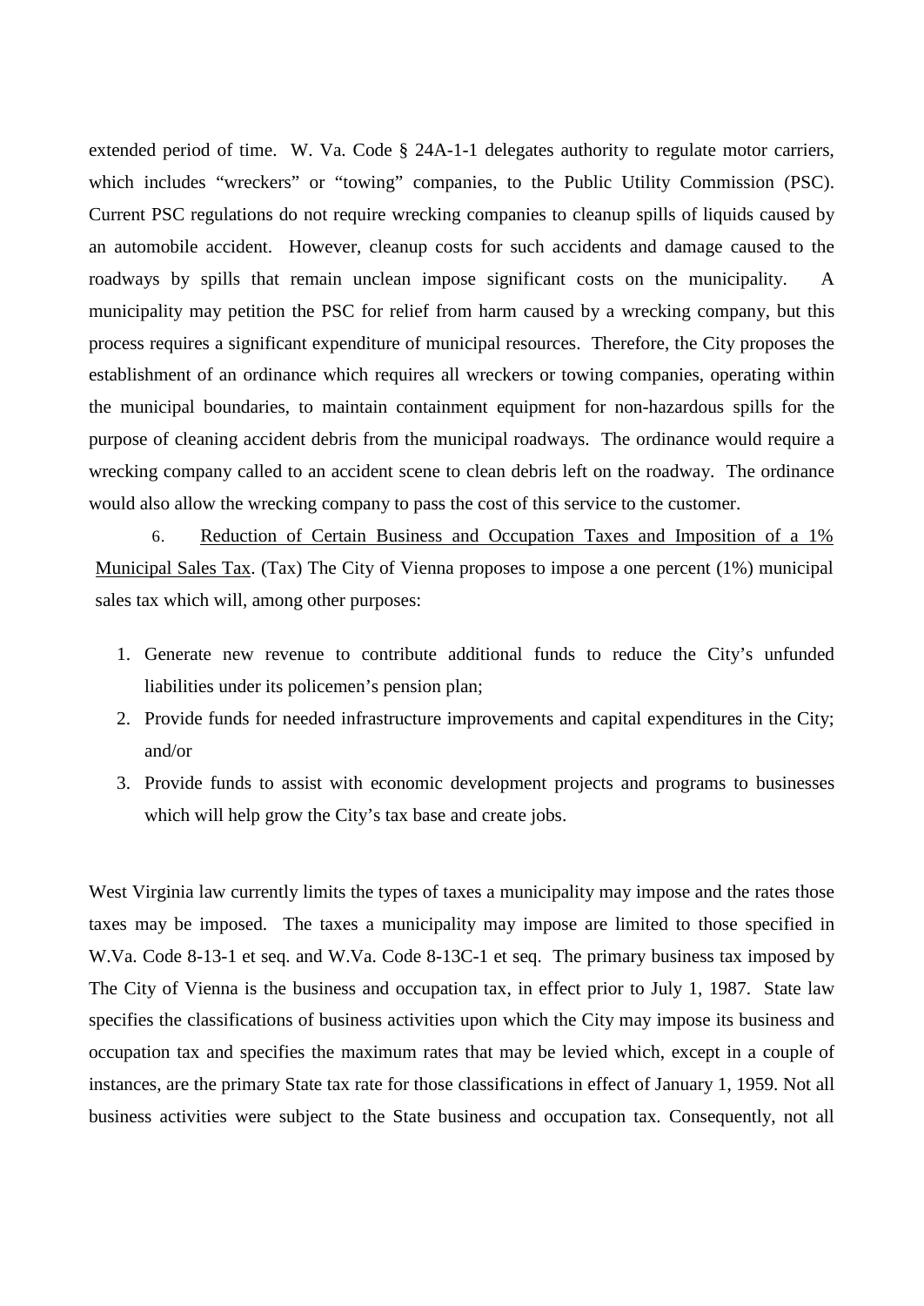extended period of time. W. Va. Code § 24A-1-1 delegates authority to regulate motor carriers, which includes "wreckers" or "towing" companies, to the Public Utility Commission (PSC). Current PSC regulations do not require wrecking companies to cleanup spills of liquids caused by an automobile accident. However, cleanup costs for such accidents and damage caused to the roadways by spills that remain unclean impose significant costs on the municipality. A municipality may petition the PSC for relief from harm caused by a wrecking company, but this process requires a significant expenditure of municipal resources. Therefore, the City proposes the establishment of an ordinance which requires all wreckers or towing companies, operating within the municipal boundaries, to maintain containment equipment for non-hazardous spills for the purpose of cleaning accident debris from the municipal roadways. The ordinance would require a wrecking company called to an accident scene to clean debris left on the roadway. The ordinance would also allow the wrecking company to pass the cost of this service to the customer.

6. <u>Reduction of Certain Business and Occupation Taxes and Imposition of a 1% Municipal Sales Tax</u>. (Tax) The City of Vienna proposes to impose a one percent (1%) municipal sales tax which will, among other purposes:

1. Generate new revenue to contribute additional funds to reduce the City's unfunded liabilities under its policemen's pension plan;
2. Provide funds for needed infrastructure improvements and capital expenditures in the City; and/or
3. Provide funds to assist with economic development projects and programs to businesses which will help grow the City's tax base and create jobs.

West Virginia law currently limits the types of taxes a municipality may impose and the rates those taxes may be imposed. The taxes a municipality may impose are limited to those specified in W.Va. Code 8-13-1 et seq. and W.Va. Code 8-13C-1 et seq. The primary business tax imposed by The City of Vienna is the business and occupation tax, in effect prior to July 1, 1987. State law specifies the classifications of business activities upon which the City may impose its business and occupation tax and specifies the maximum rates that may be levied which, except in a couple of instances, are the primary State tax rate for those classifications in effect of January 1, 1959. Not all business activities were subject to the State business and occupation tax. Consequently, not all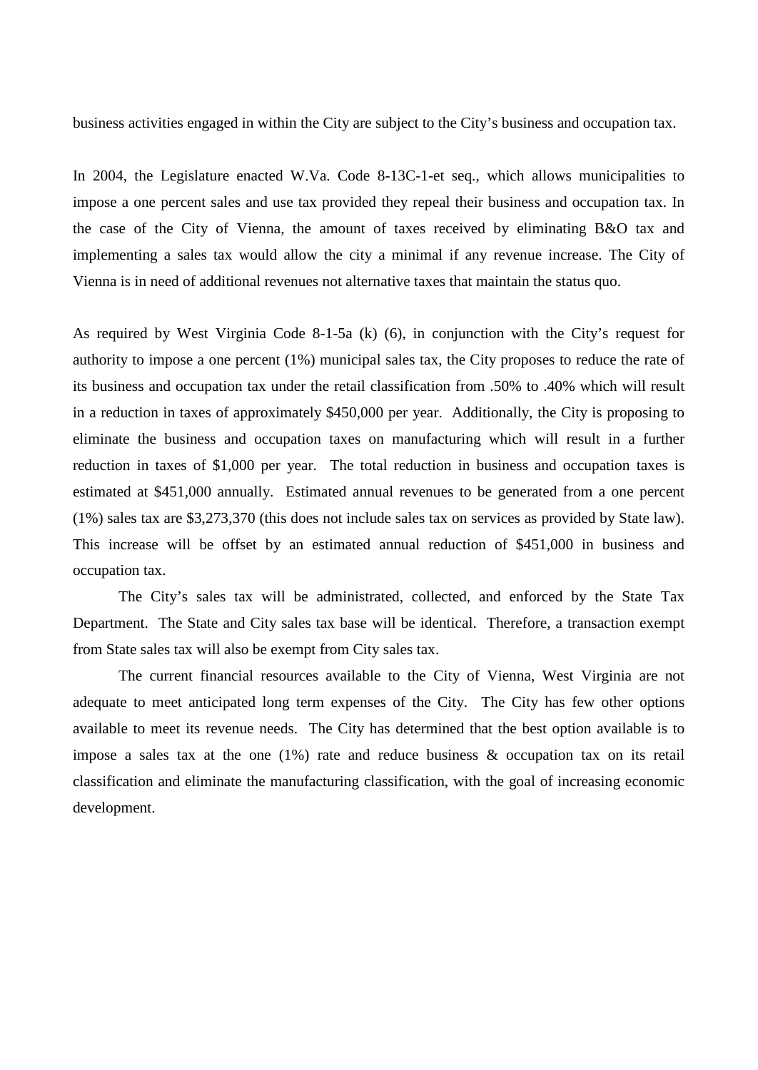business activities engaged in within the City are subject to the City's business and occupation tax.

In 2004, the Legislature enacted W.Va. Code 8-13C-1-et seq., which allows municipalities to impose a one percent sales and use tax provided they repeal their business and occupation tax. In the case of the City of Vienna, the amount of taxes received by eliminating B&O tax and implementing a sales tax would allow the city a minimal if any revenue increase. The City of Vienna is in need of additional revenues not alternative taxes that maintain the status quo.

As required by West Virginia Code 8-1-5a (k) (6), in conjunction with the City's request for authority to impose a one percent (1%) municipal sales tax, the City proposes to reduce the rate of its business and occupation tax under the retail classification from .50% to .40% which will result in a reduction in taxes of approximately $450,000 per year. Additionally, the City is proposing to eliminate the business and occupation taxes on manufacturing which will result in a further reduction in taxes of $1,000 per year. The total reduction in business and occupation taxes is estimated at $451,000 annually. Estimated annual revenues to be generated from a one percent (1%) sales tax are $3,273,370 (this does not include sales tax on services as provided by State law). This increase will be offset by an estimated annual reduction of $451,000 in business and occupation tax.

The City's sales tax will be administrated, collected, and enforced by the State Tax Department. The State and City sales tax base will be identical. Therefore, a transaction exempt from State sales tax will also be exempt from City sales tax.

The current financial resources available to the City of Vienna, West Virginia are not adequate to meet anticipated long term expenses of the City. The City has few other options available to meet its revenue needs. The City has determined that the best option available is to impose a sales tax at the one (1%) rate and reduce business & occupation tax on its retail classification and eliminate the manufacturing classification, with the goal of increasing economic development.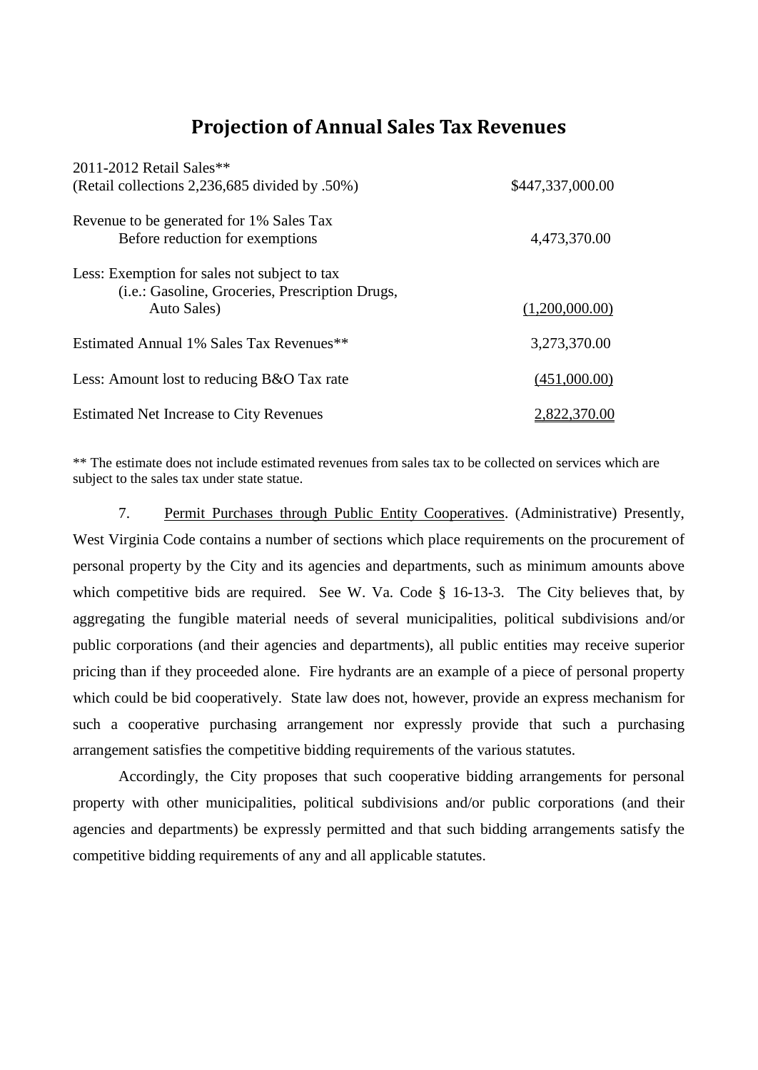# Projection of Annual Sales Tax Revenues

| | |
|---|---|
| 2011-2012 Retail Sales**<br>(Retail collections 2,236,685 divided by .50%) | \$447,337,000.00 |
| Revenue to be generated for 1% Sales Tax<br>Before reduction for exemptions | 4,473,370.00 |
| Less: Exemption for sales not subject to tax<br>(i.e.: Gasoline, Groceries, Prescription Drugs, Auto Sales) | (1,200,000.00) |
| Estimated Annual 1% Sales Tax Revenues** | 3,273,370.00 |
| Less: Amount lost to reducing B&O Tax rate | (451,000.00) |
| Estimated Net Increase to City Revenues | 2,822,370.00 |

** The estimate does not include estimated revenues from sales tax to be collected on services which are subject to the sales tax under state statue.

7. Permit Purchases through Public Entity Cooperatives. (Administrative) Presently, West Virginia Code contains a number of sections which place requirements on the procurement of personal property by the City and its agencies and departments, such as minimum amounts above which competitive bids are required. See W. Va. Code § 16-13-3. The City believes that, by aggregating the fungible material needs of several municipalities, political subdivisions and/or public corporations (and their agencies and departments), all public entities may receive superior pricing than if they proceeded alone. Fire hydrants are an example of a piece of personal property which could be bid cooperatively. State law does not, however, provide an express mechanism for such a cooperative purchasing arrangement nor expressly provide that such a purchasing arrangement satisfies the competitive bidding requirements of the various statutes.

Accordingly, the City proposes that such cooperative bidding arrangements for personal property with other municipalities, political subdivisions and/or public corporations (and their agencies and departments) be expressly permitted and that such bidding arrangements satisfy the competitive bidding requirements of any and all applicable statutes.